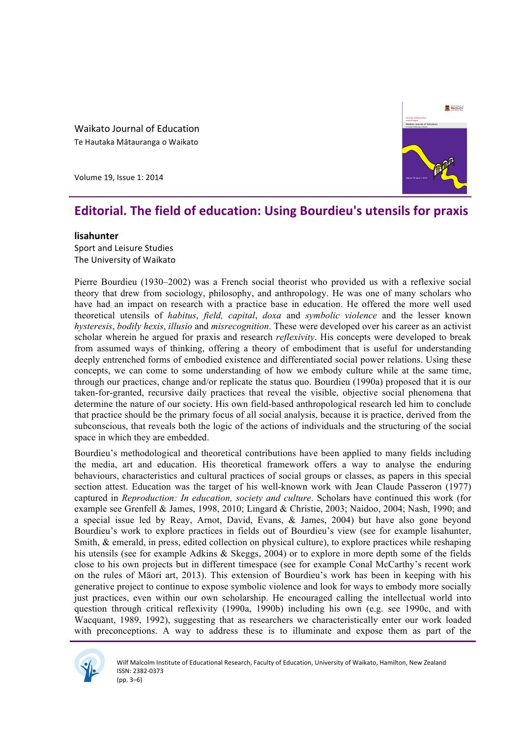Waikato Journal of Education

Te Hautaka Mātauranga o Waikato

Volume 19, Issue 1: 2014

# Editorial. The field of education: Using Bourdieu's utensils for praxis

**lisahunter**

Sport and Leisure Studies

The University of Waikato

Pierre Bourdieu (1930–2002) was a French social theorist who provided us with a reflexive social theory that drew from sociology, philosophy, and anthropology. He was one of many scholars who have had an impact on research with a practice base in education. He offered the more well used theoretical utensils of *habitus*, *field, capital*, *doxa* and *symbolic violence* and the lesser known *hysteresis*, *bodily hexis*, *illusio* and *misrecognition*. These were developed over his career as an activist scholar wherein he argued for praxis and research *reflexivity*. His concepts were developed to break from assumed ways of thinking, offering a theory of embodiment that is useful for understanding deeply entrenched forms of embodied existence and differentiated social power relations. Using these concepts, we can come to some understanding of how we embody culture while at the same time, through our practices, change and/or replicate the status quo. Bourdieu (1990a) proposed that it is our taken-for-granted, recursive daily practices that reveal the visible, objective social phenomena that determine the nature of our society. His own field-based anthropological research led him to conclude that practice should be the primary focus of all social analysis, because it is practice, derived from the subconscious, that reveals both the logic of the actions of individuals and the structuring of the social space in which they are embedded.

Bourdieu's methodological and theoretical contributions have been applied to many fields including the media, art and education. His theoretical framework offers a way to analyse the enduring behaviours, characteristics and cultural practices of social groups or classes, as papers in this special section attest. Education was the target of his well-known work with Jean Claude Passeron (1977) captured in *Reproduction: In education, society and culture*. Scholars have continued this work (for example see Grenfell & James, 1998, 2010; Lingard & Christie, 2003; Naidoo, 2004; Nash, 1990; and a special issue led by Reay, Arnot, David, Evans, & James, 2004) but have also gone beyond Bourdieu's work to explore practices in fields out of Bourdieu's view (see for example lisahunter, Smith, & emerald, in press, edited collection on physical culture), to explore practices while reshaping his utensils (see for example Adkins & Skeggs, 2004) or to explore in more depth some of the fields close to his own projects but in different timespace (see for example Conal McCarthy's recent work on the rules of Māori art, 2013). This extension of Bourdieu's work has been in keeping with his generative project to continue to expose symbolic violence and look for ways to embody more socially just practices, even within our own scholarship. He encouraged calling the intellectual world into question through critical reflexivity (1990a, 1990b) including his own (e.g. see 1990c, and with Wacquant, 1989, 1992), suggesting that as researchers we characteristically enter our work loaded with preconceptions. A way to address these is to illuminate and expose them as part of the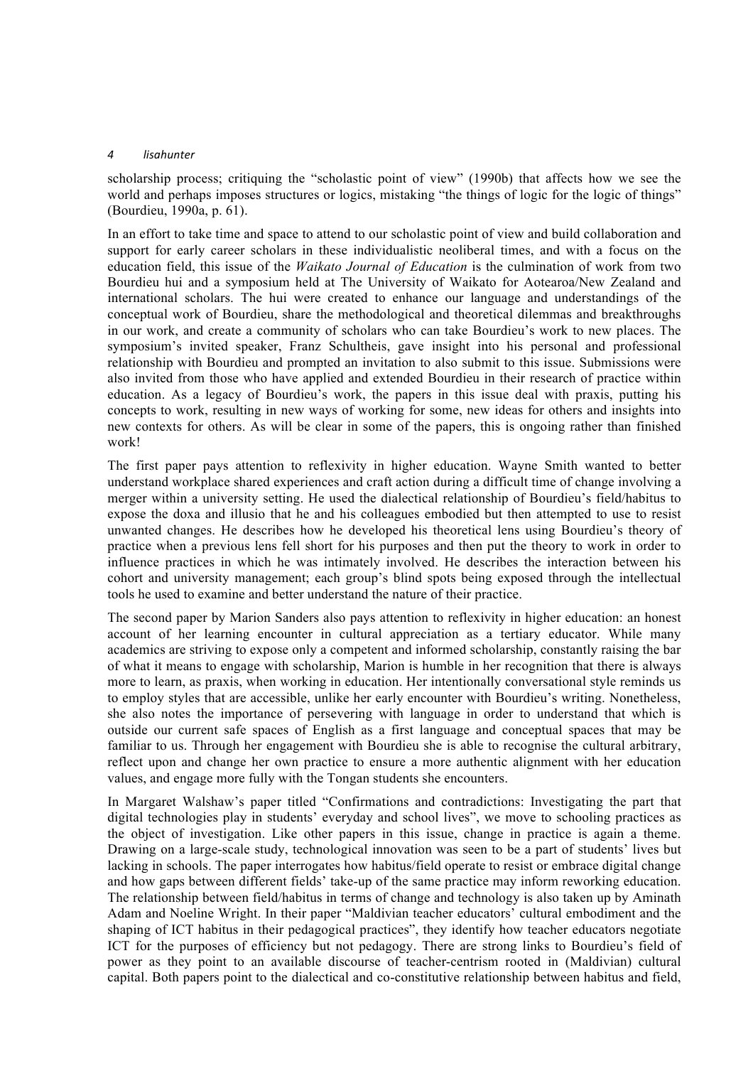scholarship process; critiquing the “scholastic point of view” (1990b) that affects how we see the world and perhaps imposes structures or logics, mistaking “the things of logic for the logic of things” (Bourdieu, 1990a, p. 61).

In an effort to take time and space to attend to our scholastic point of view and build collaboration and support for early career scholars in these individualistic neoliberal times, and with a focus on the education field, this issue of the *Waikato Journal of Education* is the culmination of work from two Bourdieu hui and a symposium held at The University of Waikato for Aotearoa/New Zealand and international scholars. The hui were created to enhance our language and understandings of the conceptual work of Bourdieu, share the methodological and theoretical dilemmas and breakthroughs in our work, and create a community of scholars who can take Bourdieu’s work to new places. The symposium’s invited speaker, Franz Schultheis, gave insight into his personal and professional relationship with Bourdieu and prompted an invitation to also submit to this issue. Submissions were also invited from those who have applied and extended Bourdieu in their research of practice within education. As a legacy of Bourdieu’s work, the papers in this issue deal with praxis, putting his concepts to work, resulting in new ways of working for some, new ideas for others and insights into new contexts for others. As will be clear in some of the papers, this is ongoing rather than finished work!

The first paper pays attention to reflexivity in higher education. Wayne Smith wanted to better understand workplace shared experiences and craft action during a difficult time of change involving a merger within a university setting. He used the dialectical relationship of Bourdieu’s field/habitus to expose the doxa and illusio that he and his colleagues embodied but then attempted to use to resist unwanted changes. He describes how he developed his theoretical lens using Bourdieu’s theory of practice when a previous lens fell short for his purposes and then put the theory to work in order to influence practices in which he was intimately involved. He describes the interaction between his cohort and university management; each group’s blind spots being exposed through the intellectual tools he used to examine and better understand the nature of their practice.

The second paper by Marion Sanders also pays attention to reflexivity in higher education: an honest account of her learning encounter in cultural appreciation as a tertiary educator. While many academics are striving to expose only a competent and informed scholarship, constantly raising the bar of what it means to engage with scholarship, Marion is humble in her recognition that there is always more to learn, as praxis, when working in education. Her intentionally conversational style reminds us to employ styles that are accessible, unlike her early encounter with Bourdieu’s writing. Nonetheless, she also notes the importance of persevering with language in order to understand that which is outside our current safe spaces of English as a first language and conceptual spaces that may be familiar to us. Through her engagement with Bourdieu she is able to recognise the cultural arbitrary, reflect upon and change her own practice to ensure a more authentic alignment with her education values, and engage more fully with the Tongan students she encounters.

In Margaret Walshaw’s paper titled “Confirmations and contradictions: Investigating the part that digital technologies play in students’ everyday and school lives”, we move to schooling practices as the object of investigation. Like other papers in this issue, change in practice is again a theme. Drawing on a large-scale study, technological innovation was seen to be a part of students’ lives but lacking in schools. The paper interrogates how habitus/field operate to resist or embrace digital change and how gaps between different fields’ take-up of the same practice may inform reworking education. The relationship between field/habitus in terms of change and technology is also taken up by Aminath Adam and Noeline Wright. In their paper “Maldivian teacher educators’ cultural embodiment and the shaping of ICT habitus in their pedagogical practices”, they identify how teacher educators negotiate ICT for the purposes of efficiency but not pedagogy. There are strong links to Bourdieu’s field of power as they point to an available discourse of teacher-centrism rooted in (Maldivian) cultural capital. Both papers point to the dialectical and co-constitutive relationship between habitus and field,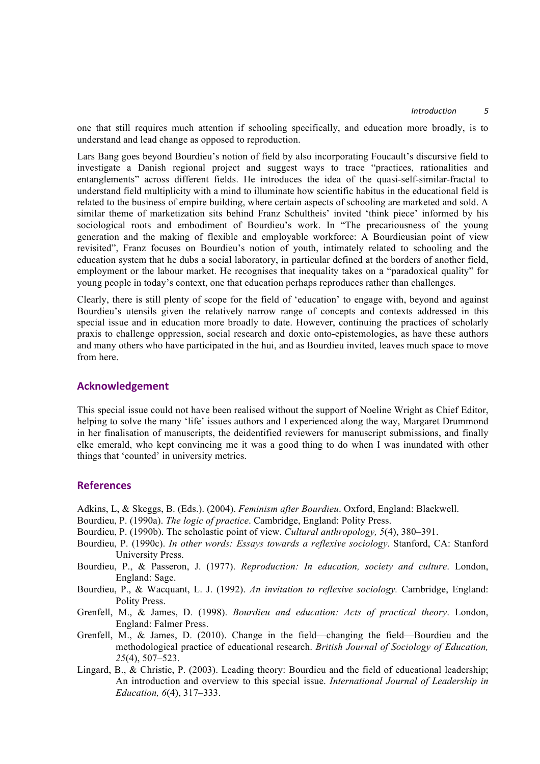one that still requires much attention if schooling specifically, and education more broadly, is to understand and lead change as opposed to reproduction.

Lars Bang goes beyond Bourdieu's notion of field by also incorporating Foucault's discursive field to investigate a Danish regional project and suggest ways to trace "practices, rationalities and entanglements" across different fields. He introduces the idea of the quasi-self-similar-fractal to understand field multiplicity with a mind to illuminate how scientific habitus in the educational field is related to the business of empire building, where certain aspects of schooling are marketed and sold. A similar theme of marketization sits behind Franz Schultheis' invited 'think piece' informed by his sociological roots and embodiment of Bourdieu's work. In "The precariousness of the young generation and the making of flexible and employable workforce: A Bourdieusian point of view revisited", Franz focuses on Bourdieu's notion of youth, intimately related to schooling and the education system that he dubs a social laboratory, in particular defined at the borders of another field, employment or the labour market. He recognises that inequality takes on a "paradoxical quality" for young people in today's context, one that education perhaps reproduces rather than challenges.

Clearly, there is still plenty of scope for the field of 'education' to engage with, beyond and against Bourdieu's utensils given the relatively narrow range of concepts and contexts addressed in this special issue and in education more broadly to date. However, continuing the practices of scholarly praxis to challenge oppression, social research and doxic onto-epistemologies, as have these authors and many others who have participated in the hui, and as Bourdieu invited, leaves much space to move from here.

## Acknowledgement

This special issue could not have been realised without the support of Noeline Wright as Chief Editor, helping to solve the many 'life' issues authors and I experienced along the way, Margaret Drummond in her finalisation of manuscripts, the deidentified reviewers for manuscript submissions, and finally elke emerald, who kept convincing me it was a good thing to do when I was inundated with other things that 'counted' in university metrics.

## References

Adkins, L, & Skeggs, B. (Eds.). (2004). *Feminism after Bourdieu*. Oxford, England: Blackwell.

Bourdieu, P. (1990a). *The logic of practice*. Cambridge, England: Polity Press.

Bourdieu, P. (1990b). The scholastic point of view. *Cultural anthropology, 5*(4), 380–391.

Bourdieu, P. (1990c). *In other words: Essays towards a reflexive sociology*. Stanford, CA: Stanford University Press.

Bourdieu, P., & Passeron, J. (1977). *Reproduction: In education, society and culture*. London, England: Sage.

Bourdieu, P., & Wacquant, L. J. (1992). *An invitation to reflexive sociology.* Cambridge, England: Polity Press.

Grenfell, M., & James, D. (1998). *Bourdieu and education: Acts of practical theory*. London, England: Falmer Press.

Grenfell, M., & James, D. (2010). Change in the field—changing the field—Bourdieu and the methodological practice of educational research. *British Journal of Sociology of Education, 25*(4), 507–523.

Lingard, B., & Christie, P. (2003). Leading theory: Bourdieu and the field of educational leadership; An introduction and overview to this special issue. *International Journal of Leadership in Education, 6*(4), 317–333.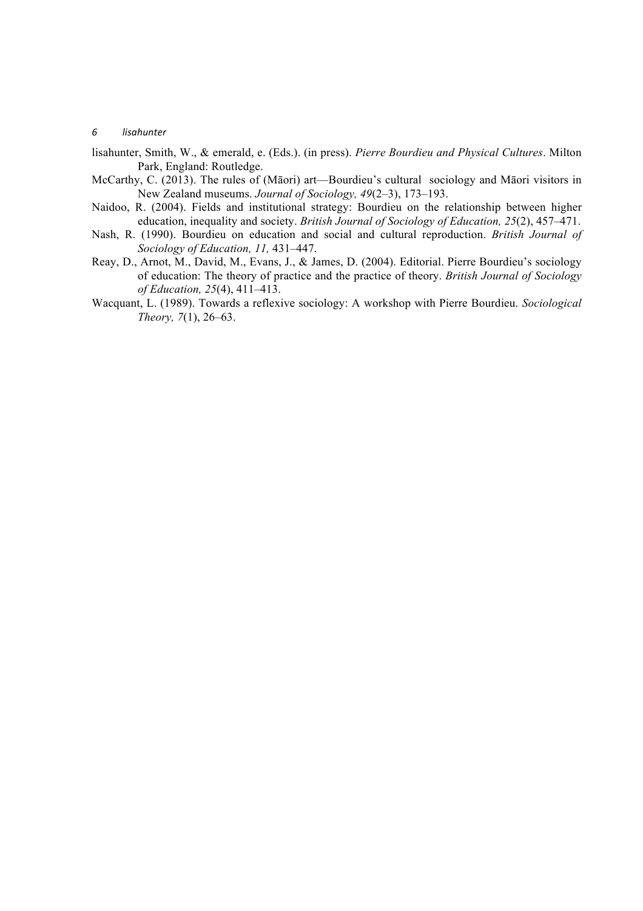lisahunter, Smith, W., & emerald, e. (Eds.). (in press). *Pierre Bourdieu and Physical Cultures*. Milton Park, England: Routledge.

McCarthy, C. (2013). The rules of (Māori) art—Bourdieu's cultural sociology and Māori visitors in New Zealand museums. *Journal of Sociology, 49*(2–3), 173–193.

Naidoo, R. (2004). Fields and institutional strategy: Bourdieu on the relationship between higher education, inequality and society. *British Journal of Sociology of Education, 25*(2), 457–471.

Nash, R. (1990). Bourdieu on education and social and cultural reproduction. *British Journal of Sociology of Education, 11,* 431–447.

Reay, D., Arnot, M., David, M., Evans, J., & James, D. (2004). Editorial. Pierre Bourdieu's sociology of education: The theory of practice and the practice of theory. *British Journal of Sociology of Education, 25*(4), 411–413.

Wacquant, L. (1989). Towards a reflexive sociology: A workshop with Pierre Bourdieu. *Sociological Theory, 7*(1), 26–63.